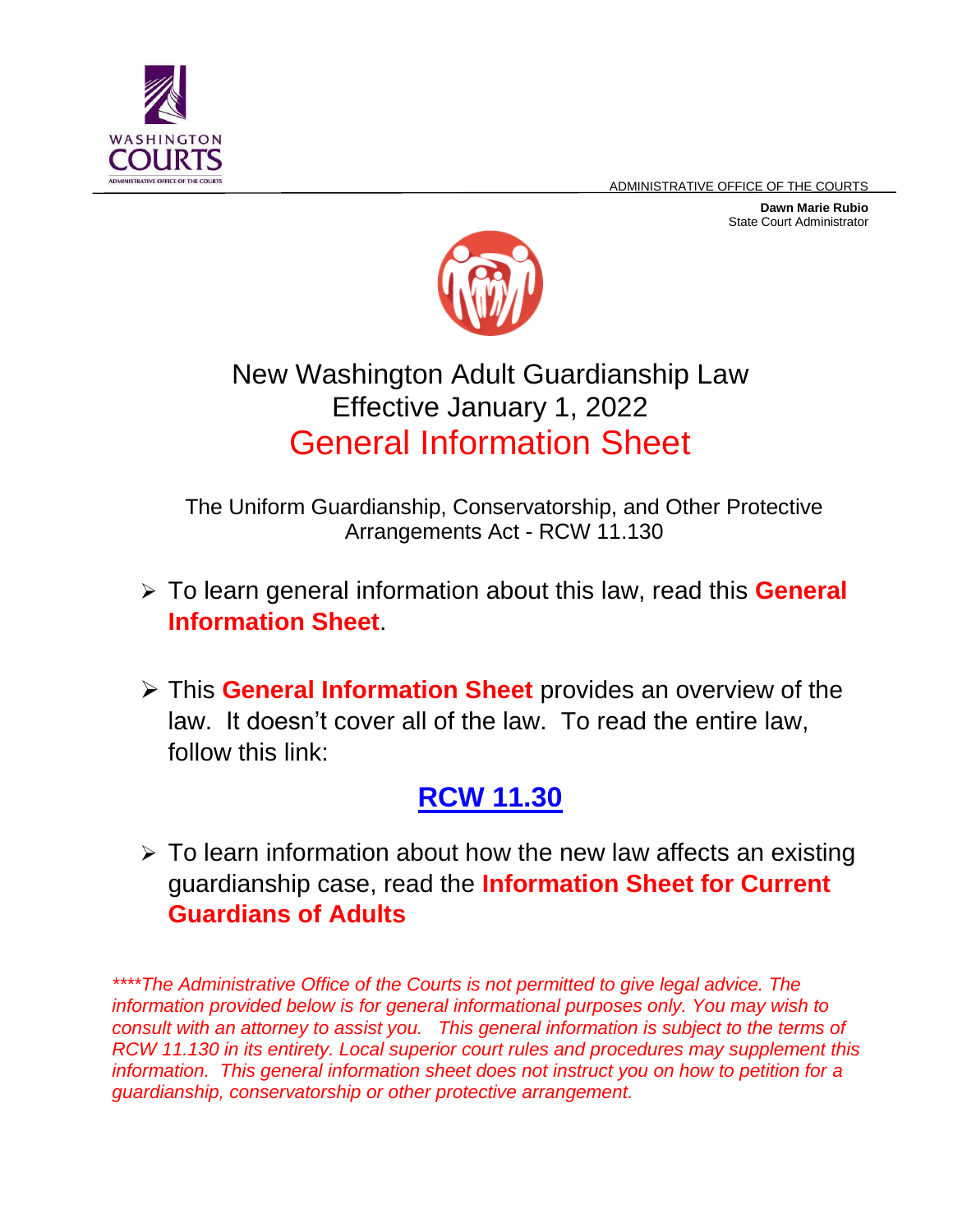ADMINISTRATIVE OFFICE OF THE COURTS

**Dawn Marie Rubio**
State Court Administrator

# New Washington Adult Guardianship Law
# Effective January 1, 2022
# General Information Sheet

The Uniform Guardianship, Conservatorship, and Other Protective Arrangements Act - RCW 11.130

- To learn general information about this law, read this **General Information Sheet**.
- This **General Information Sheet** provides an overview of the law. It doesn't cover all of the law. To read the entire law, follow this link:

**RCW 11.30**

- To learn information about how the new law affects an existing guardianship case, read the **Information Sheet for Current Guardians of Adults**

*\*\*\*\*The Administrative Office of the Courts is not permitted to give legal advice. The information provided below is for general informational purposes only. You may wish to consult with an attorney to assist you. This general information is subject to the terms of RCW 11.130 in its entirety. Local superior court rules and procedures may supplement this information. This general information sheet does not instruct you on how to petition for a guardianship, conservatorship or other protective arrangement.*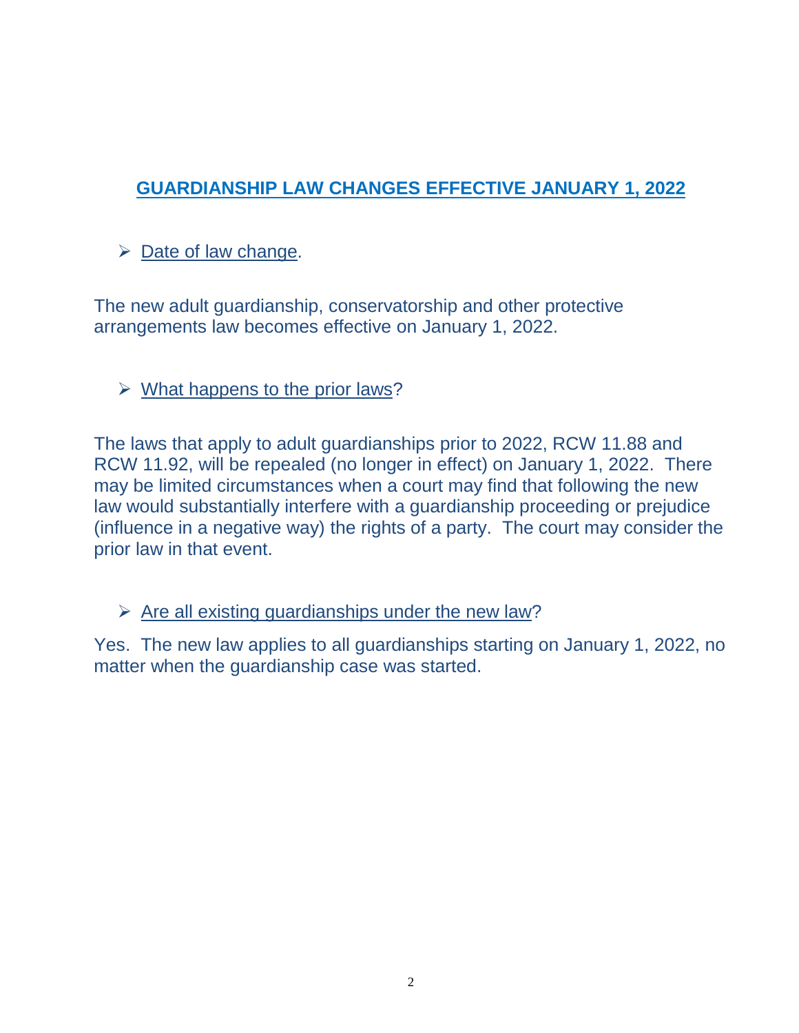## GUARDIANSHIP LAW CHANGES EFFECTIVE JANUARY 1, 2022

- Date of law change.

The new adult guardianship, conservatorship and other protective arrangements law becomes effective on January 1, 2022.

- What happens to the prior laws?

The laws that apply to adult guardianships prior to 2022, RCW 11.88 and RCW 11.92, will be repealed (no longer in effect) on January 1, 2022. There may be limited circumstances when a court may find that following the new law would substantially interfere with a guardianship proceeding or prejudice (influence in a negative way) the rights of a party. The court may consider the prior law in that event.

- Are all existing guardianships under the new law?

Yes. The new law applies to all guardianships starting on January 1, 2022, no matter when the guardianship case was started.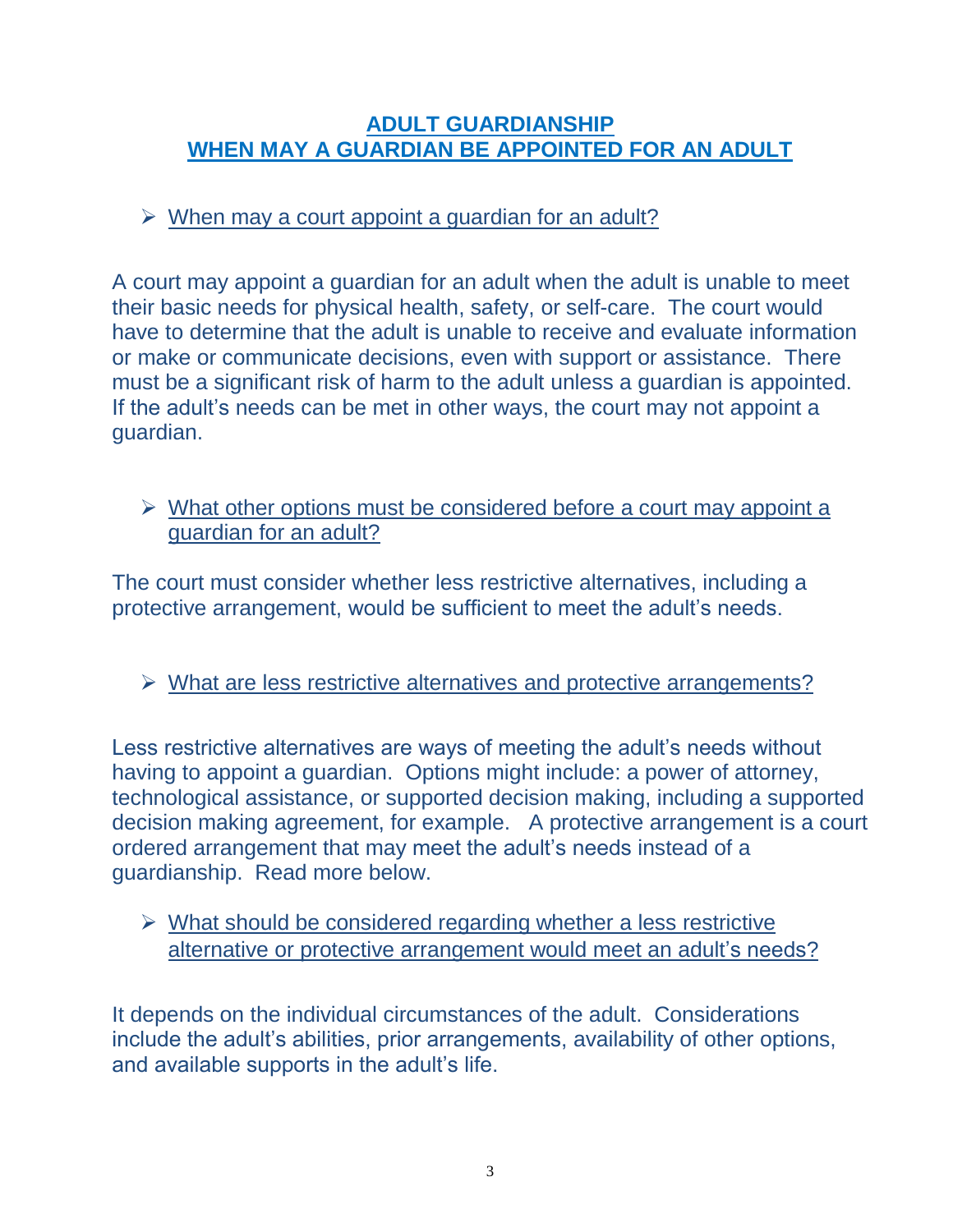# ADULT GUARDIANSHIP
# WHEN MAY A GUARDIAN BE APPOINTED FOR AN ADULT

- When may a court appoint a guardian for an adult?

A court may appoint a guardian for an adult when the adult is unable to meet their basic needs for physical health, safety, or self-care. The court would have to determine that the adult is unable to receive and evaluate information or make or communicate decisions, even with support or assistance. There must be a significant risk of harm to the adult unless a guardian is appointed. If the adult's needs can be met in other ways, the court may not appoint a guardian.

- What other options must be considered before a court may appoint a guardian for an adult?

The court must consider whether less restrictive alternatives, including a protective arrangement, would be sufficient to meet the adult's needs.

- What are less restrictive alternatives and protective arrangements?

Less restrictive alternatives are ways of meeting the adult's needs without having to appoint a guardian. Options might include: a power of attorney, technological assistance, or supported decision making, including a supported decision making agreement, for example. A protective arrangement is a court ordered arrangement that may meet the adult's needs instead of a guardianship. Read more below.

- What should be considered regarding whether a less restrictive alternative or protective arrangement would meet an adult's needs?

It depends on the individual circumstances of the adult. Considerations include the adult's abilities, prior arrangements, availability of other options, and available supports in the adult's life.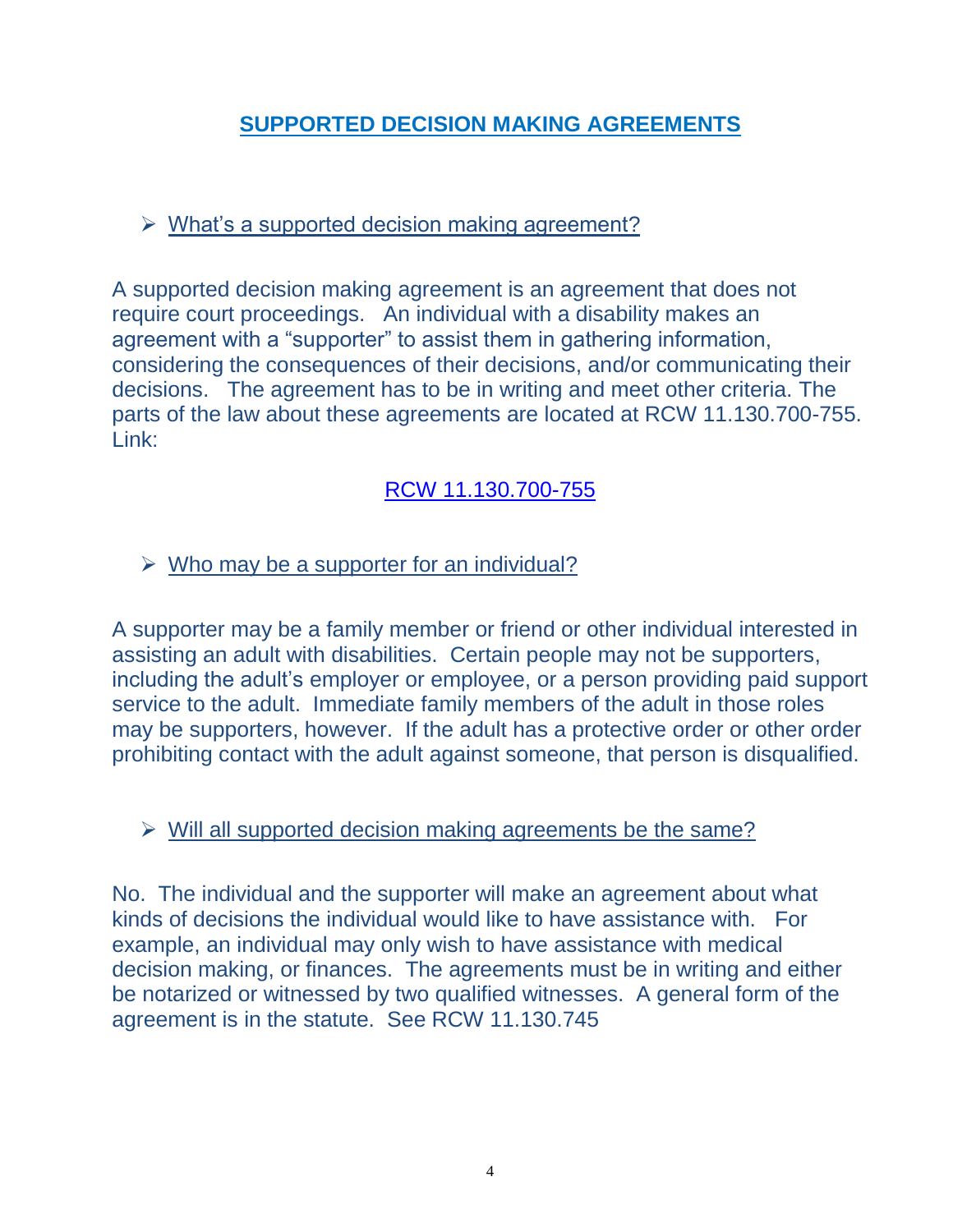## SUPPORTED DECISION MAKING AGREEMENTS

- What's a supported decision making agreement?

A supported decision making agreement is an agreement that does not require court proceedings. An individual with a disability makes an agreement with a "supporter" to assist them in gathering information, considering the consequences of their decisions, and/or communicating their decisions. The agreement has to be in writing and meet other criteria. The parts of the law about these agreements are located at RCW 11.130.700-755. Link:

RCW 11.130.700-755

- Who may be a supporter for an individual?

A supporter may be a family member or friend or other individual interested in assisting an adult with disabilities. Certain people may not be supporters, including the adult's employer or employee, or a person providing paid support service to the adult. Immediate family members of the adult in those roles may be supporters, however. If the adult has a protective order or other order prohibiting contact with the adult against someone, that person is disqualified.

- Will all supported decision making agreements be the same?

No. The individual and the supporter will make an agreement about what kinds of decisions the individual would like to have assistance with. For example, an individual may only wish to have assistance with medical decision making, or finances. The agreements must be in writing and either be notarized or witnessed by two qualified witnesses. A general form of the agreement is in the statute. See RCW 11.130.745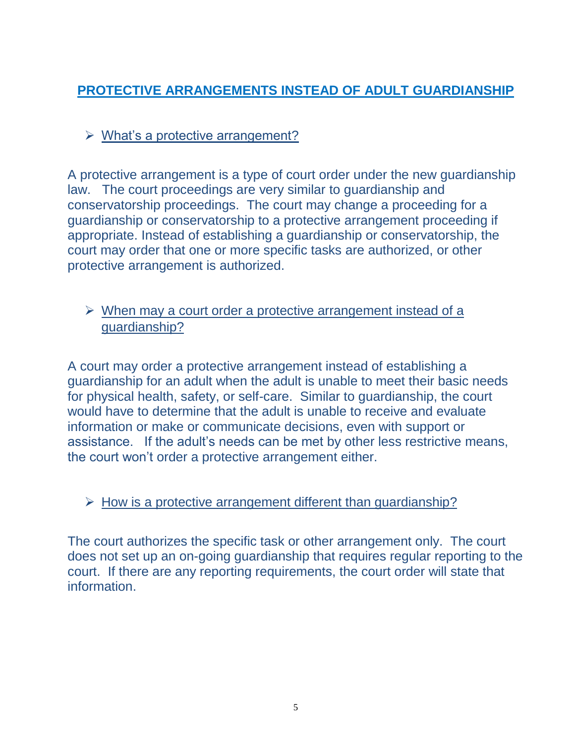## PROTECTIVE ARRANGEMENTS INSTEAD OF ADULT GUARDIANSHIP

### ➢ What's a protective arrangement?

A protective arrangement is a type of court order under the new guardianship law. The court proceedings are very similar to guardianship and conservatorship proceedings. The court may change a proceeding for a guardianship or conservatorship to a protective arrangement proceeding if appropriate. Instead of establishing a guardianship or conservatorship, the court may order that one or more specific tasks are authorized, or other protective arrangement is authorized.

### ➢ When may a court order a protective arrangement instead of a guardianship?

A court may order a protective arrangement instead of establishing a guardianship for an adult when the adult is unable to meet their basic needs for physical health, safety, or self-care. Similar to guardianship, the court would have to determine that the adult is unable to receive and evaluate information or make or communicate decisions, even with support or assistance. If the adult's needs can be met by other less restrictive means, the court won't order a protective arrangement either.

### ➢ How is a protective arrangement different than guardianship?

The court authorizes the specific task or other arrangement only. The court does not set up an on-going guardianship that requires regular reporting to the court. If there are any reporting requirements, the court order will state that information.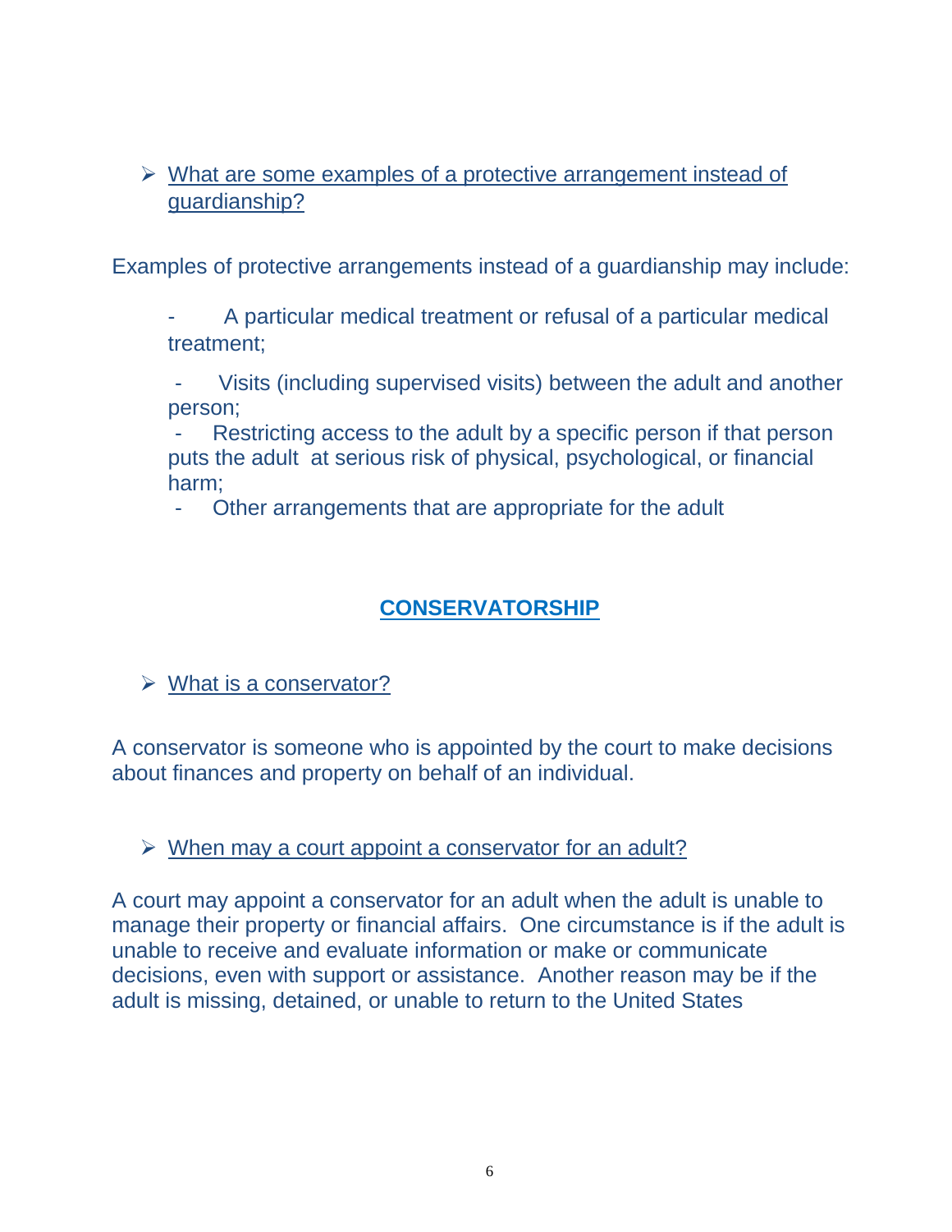- What are some examples of a protective arrangement instead of guardianship?

Examples of protective arrangements instead of a guardianship may include:

- A particular medical treatment or refusal of a particular medical treatment;
- Visits (including supervised visits) between the adult and another person;
- Restricting access to the adult by a specific person if that person puts the adult at serious risk of physical, psychological, or financial harm;
- Other arrangements that are appropriate for the adult

## CONSERVATORSHIP

- What is a conservator?

A conservator is someone who is appointed by the court to make decisions about finances and property on behalf of an individual.

- When may a court appoint a conservator for an adult?

A court may appoint a conservator for an adult when the adult is unable to manage their property or financial affairs. One circumstance is if the adult is unable to receive and evaluate information or make or communicate decisions, even with support or assistance. Another reason may be if the adult is missing, detained, or unable to return to the United States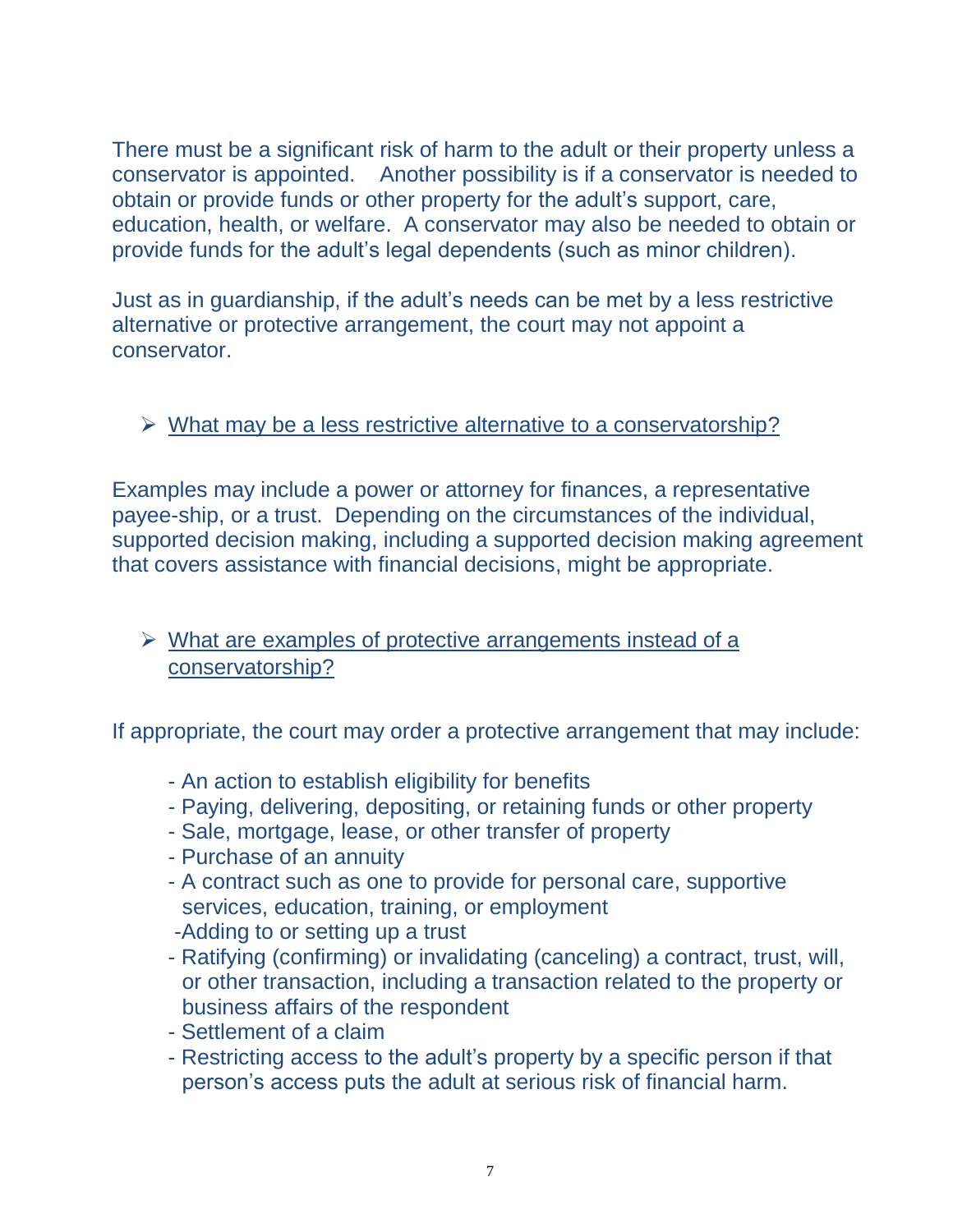There must be a significant risk of harm to the adult or their property unless a conservator is appointed. Another possibility is if a conservator is needed to obtain or provide funds or other property for the adult's support, care, education, health, or welfare. A conservator may also be needed to obtain or provide funds for the adult's legal dependents (such as minor children).

Just as in guardianship, if the adult's needs can be met by a less restrictive alternative or protective arrangement, the court may not appoint a conservator.

- <u>What may be a less restrictive alternative to a conservatorship?</u>

Examples may include a power or attorney for finances, a representative payee-ship, or a trust. Depending on the circumstances of the individual, supported decision making, including a supported decision making agreement that covers assistance with financial decisions, might be appropriate.

- <u>What are examples of protective arrangements instead of a conservatorship?</u>

If appropriate, the court may order a protective arrangement that may include:

- An action to establish eligibility for benefits
- Paying, delivering, depositing, or retaining funds or other property
- Sale, mortgage, lease, or other transfer of property
- Purchase of an annuity
- A contract such as one to provide for personal care, supportive services, education, training, or employment
- Adding to or setting up a trust
- Ratifying (confirming) or invalidating (canceling) a contract, trust, will, or other transaction, including a transaction related to the property or business affairs of the respondent
- Settlement of a claim
- Restricting access to the adult's property by a specific person if that person's access puts the adult at serious risk of financial harm.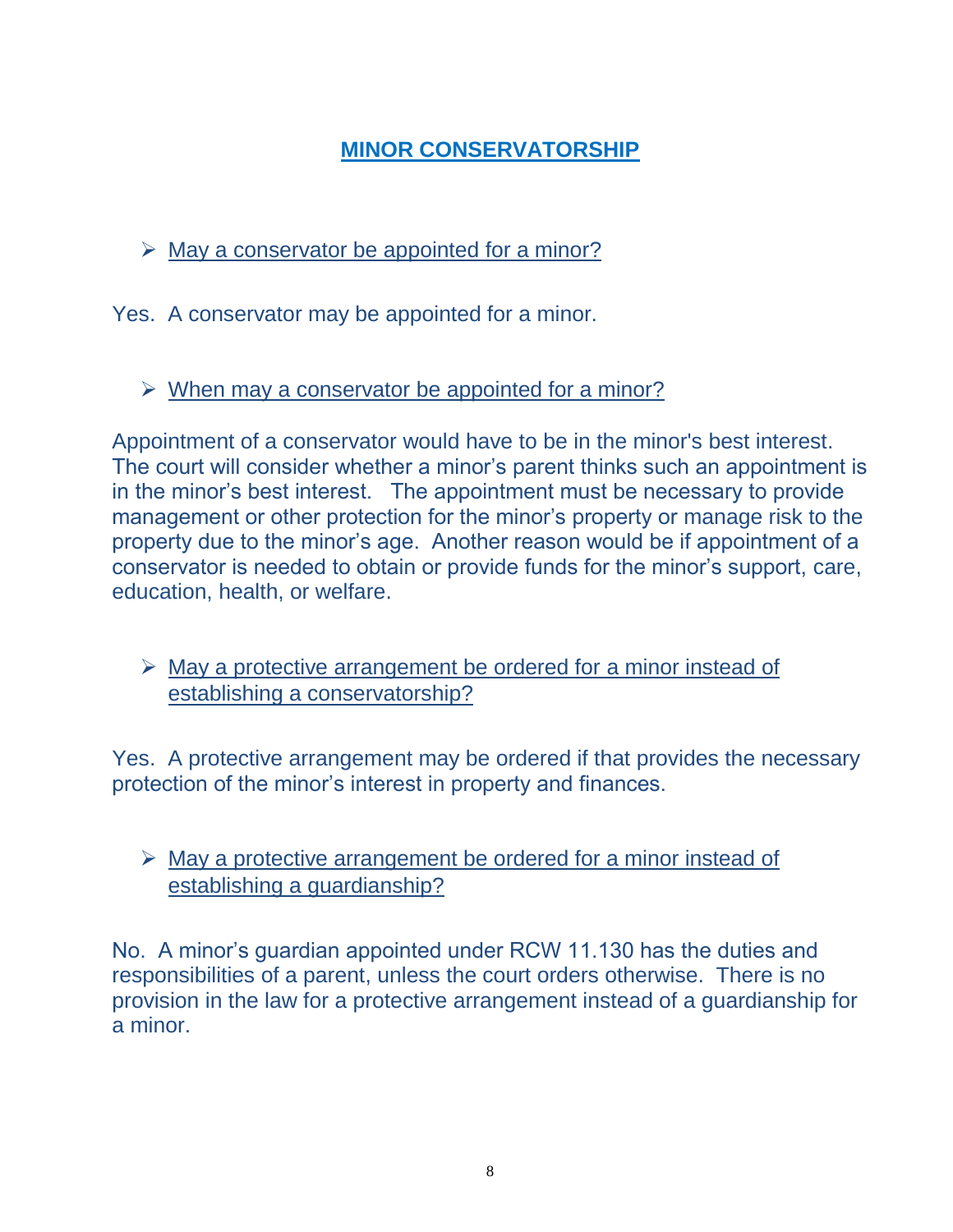## MINOR CONSERVATORSHIP

- May a conservator be appointed for a minor?

Yes. A conservator may be appointed for a minor.

- When may a conservator be appointed for a minor?

Appointment of a conservator would have to be in the minor's best interest. The court will consider whether a minor's parent thinks such an appointment is in the minor's best interest. The appointment must be necessary to provide management or other protection for the minor's property or manage risk to the property due to the minor's age. Another reason would be if appointment of a conservator is needed to obtain or provide funds for the minor's support, care, education, health, or welfare.

- May a protective arrangement be ordered for a minor instead of establishing a conservatorship?

Yes. A protective arrangement may be ordered if that provides the necessary protection of the minor's interest in property and finances.

- May a protective arrangement be ordered for a minor instead of establishing a guardianship?

No. A minor's guardian appointed under RCW 11.130 has the duties and responsibilities of a parent, unless the court orders otherwise. There is no provision in the law for a protective arrangement instead of a guardianship for a minor.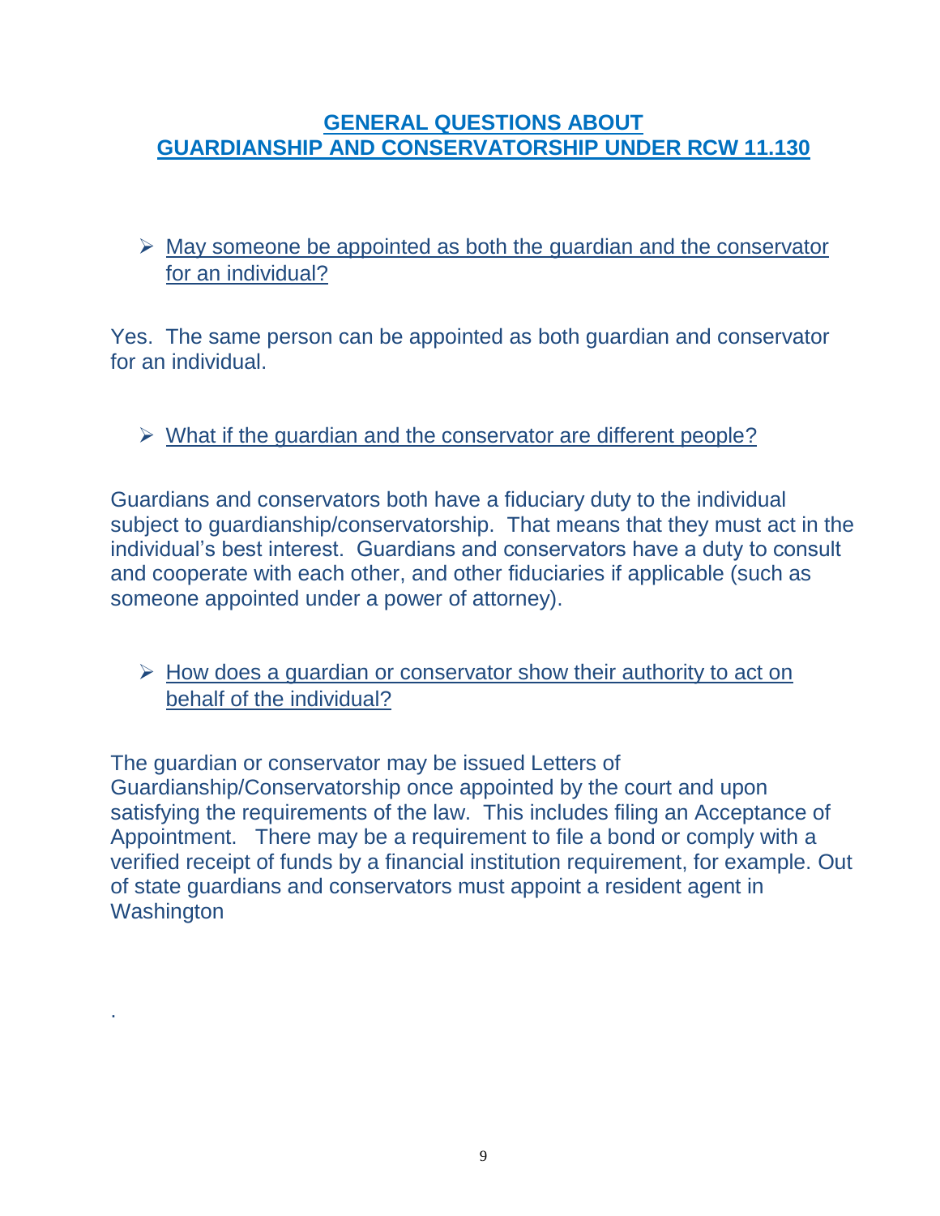## GENERAL QUESTIONS ABOUT GUARDIANSHIP AND CONSERVATORSHIP UNDER RCW 11.130

- May someone be appointed as both the guardian and the conservator for an individual?

Yes. The same person can be appointed as both guardian and conservator for an individual.

- What if the guardian and the conservator are different people?

Guardians and conservators both have a fiduciary duty to the individual subject to guardianship/conservatorship. That means that they must act in the individual's best interest. Guardians and conservators have a duty to consult and cooperate with each other, and other fiduciaries if applicable (such as someone appointed under a power of attorney).

- How does a guardian or conservator show their authority to act on behalf of the individual?

The guardian or conservator may be issued Letters of Guardianship/Conservatorship once appointed by the court and upon satisfying the requirements of the law. This includes filing an Acceptance of Appointment. There may be a requirement to file a bond or comply with a verified receipt of funds by a financial institution requirement, for example. Out of state guardians and conservators must appoint a resident agent in Washington

.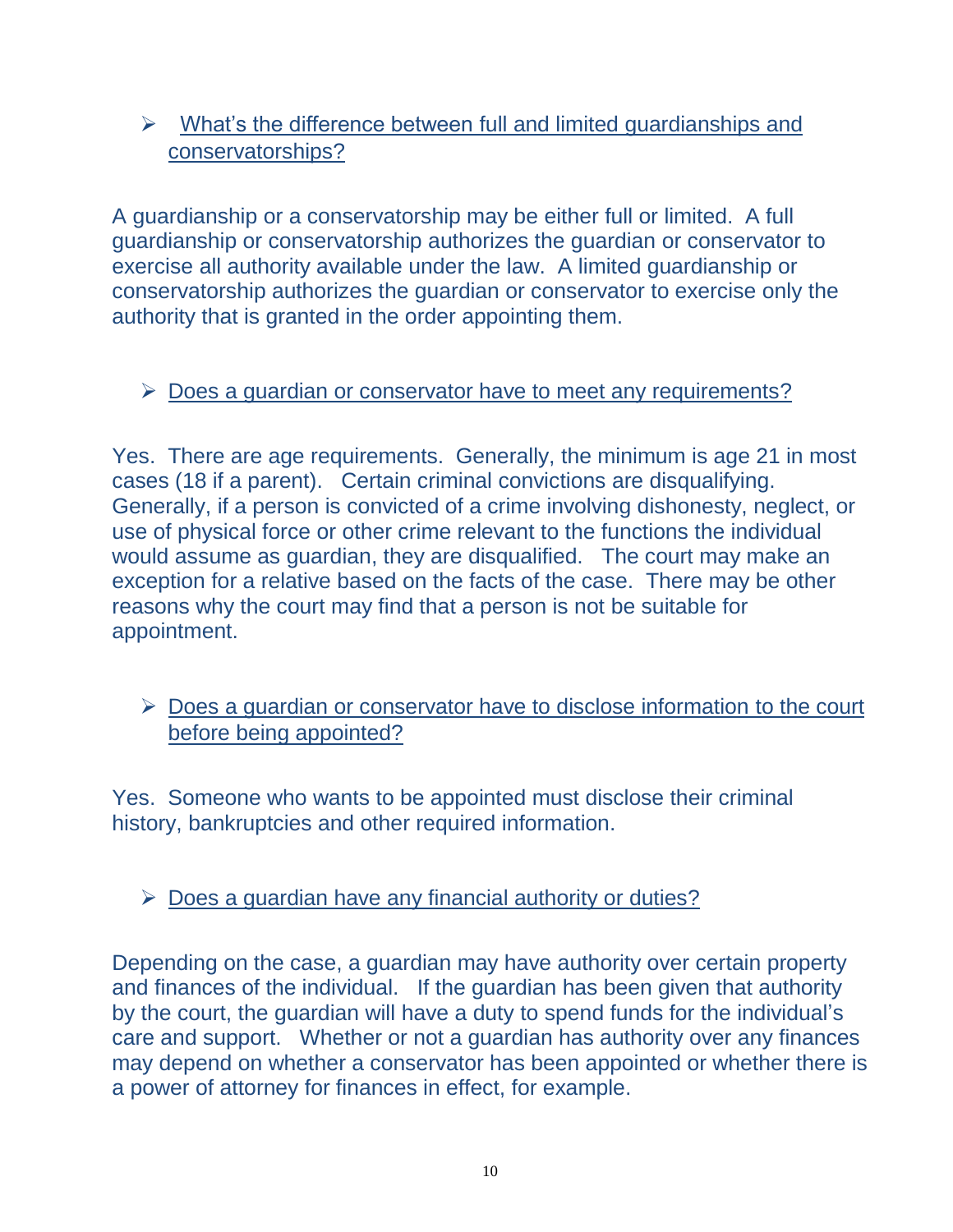- What's the difference between full and limited guardianships and conservatorships?

A guardianship or a conservatorship may be either full or limited. A full guardianship or conservatorship authorizes the guardian or conservator to exercise all authority available under the law. A limited guardianship or conservatorship authorizes the guardian or conservator to exercise only the authority that is granted in the order appointing them.

- Does a guardian or conservator have to meet any requirements?

Yes. There are age requirements. Generally, the minimum is age 21 in most cases (18 if a parent). Certain criminal convictions are disqualifying. Generally, if a person is convicted of a crime involving dishonesty, neglect, or use of physical force or other crime relevant to the functions the individual would assume as guardian, they are disqualified. The court may make an exception for a relative based on the facts of the case. There may be other reasons why the court may find that a person is not be suitable for appointment.

- Does a guardian or conservator have to disclose information to the court before being appointed?

Yes. Someone who wants to be appointed must disclose their criminal history, bankruptcies and other required information.

- Does a guardian have any financial authority or duties?

Depending on the case, a guardian may have authority over certain property and finances of the individual. If the guardian has been given that authority by the court, the guardian will have a duty to spend funds for the individual's care and support. Whether or not a guardian has authority over any finances may depend on whether a conservator has been appointed or whether there is a power of attorney for finances in effect, for example.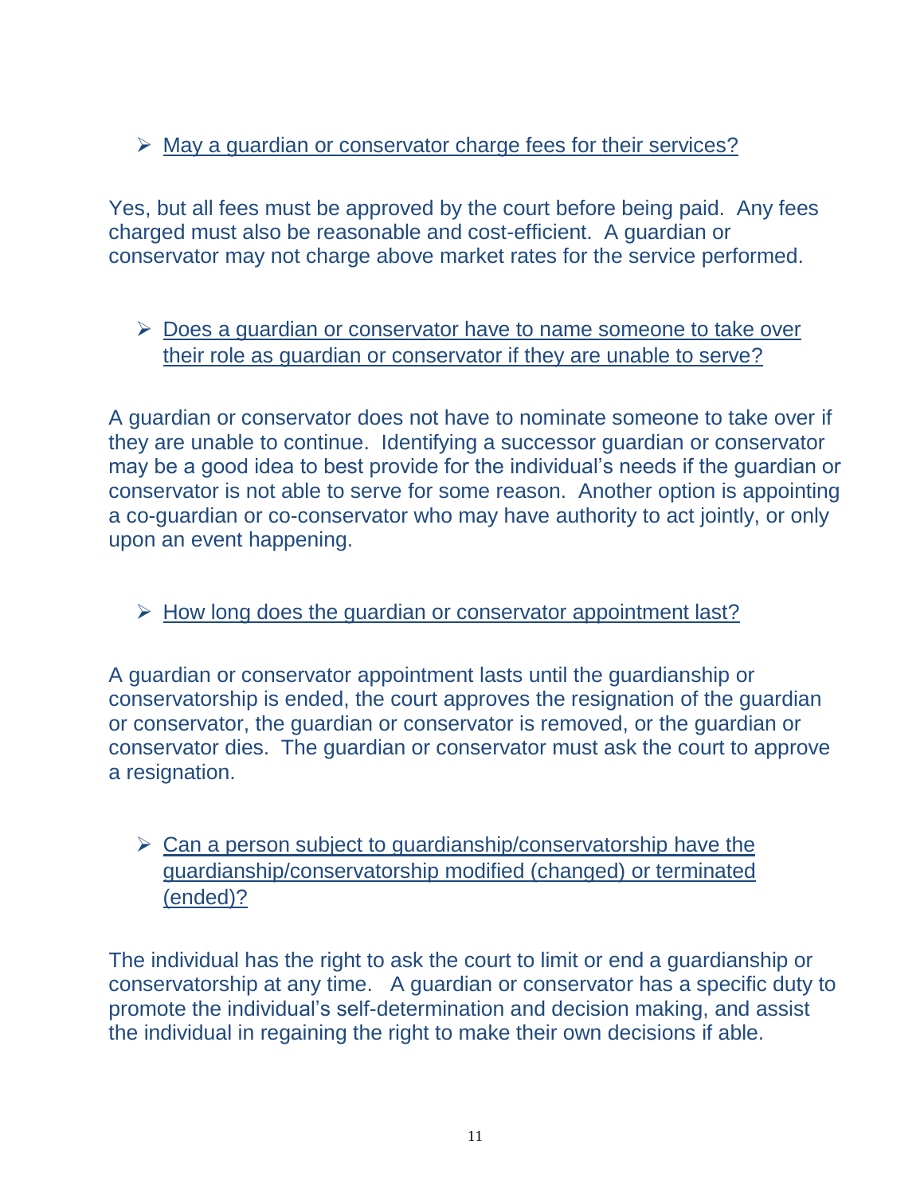- May a guardian or conservator charge fees for their services?

Yes, but all fees must be approved by the court before being paid. Any fees charged must also be reasonable and cost-efficient. A guardian or conservator may not charge above market rates for the service performed.

- Does a guardian or conservator have to name someone to take over their role as guardian or conservator if they are unable to serve?

A guardian or conservator does not have to nominate someone to take over if they are unable to continue. Identifying a successor guardian or conservator may be a good idea to best provide for the individual's needs if the guardian or conservator is not able to serve for some reason. Another option is appointing a co-guardian or co-conservator who may have authority to act jointly, or only upon an event happening.

- How long does the guardian or conservator appointment last?

A guardian or conservator appointment lasts until the guardianship or conservatorship is ended, the court approves the resignation of the guardian or conservator, the guardian or conservator is removed, or the guardian or conservator dies. The guardian or conservator must ask the court to approve a resignation.

- Can a person subject to guardianship/conservatorship have the guardianship/conservatorship modified (changed) or terminated (ended)?

The individual has the right to ask the court to limit or end a guardianship or conservatorship at any time. A guardian or conservator has a specific duty to promote the individual's self-determination and decision making, and assist the individual in regaining the right to make their own decisions if able.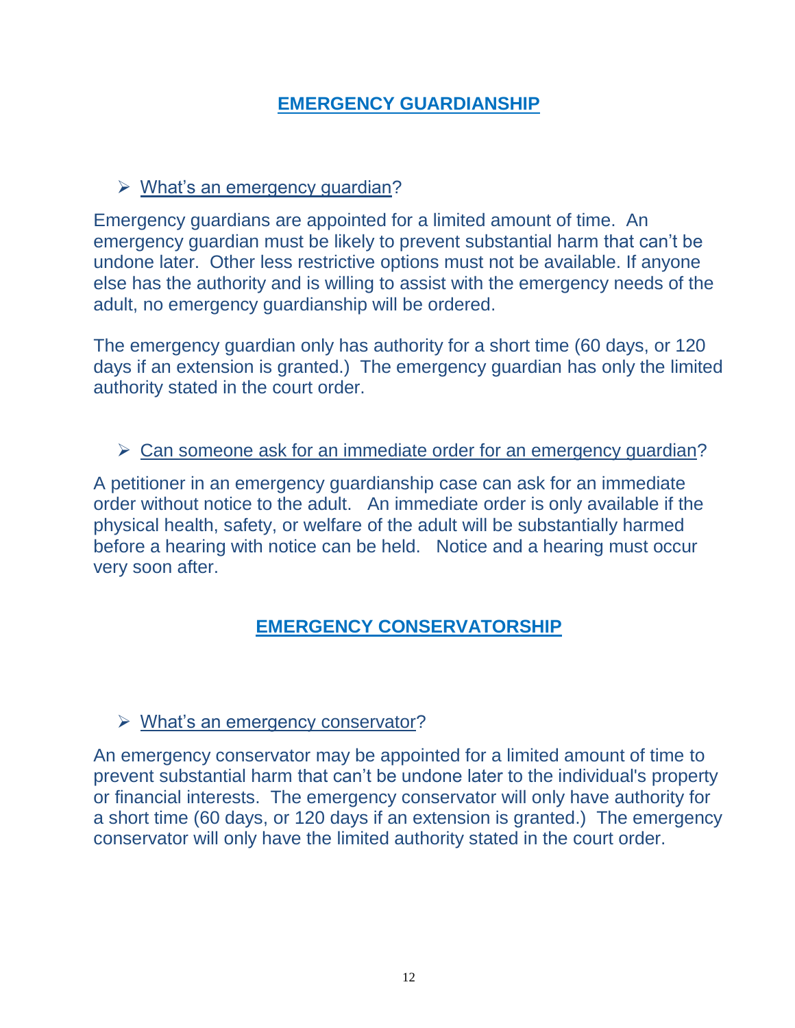## EMERGENCY GUARDIANSHIP

- What's an emergency guardian?

Emergency guardians are appointed for a limited amount of time. An emergency guardian must be likely to prevent substantial harm that can't be undone later. Other less restrictive options must not be available. If anyone else has the authority and is willing to assist with the emergency needs of the adult, no emergency guardianship will be ordered.

The emergency guardian only has authority for a short time (60 days, or 120 days if an extension is granted.) The emergency guardian has only the limited authority stated in the court order.

- Can someone ask for an immediate order for an emergency guardian?

A petitioner in an emergency guardianship case can ask for an immediate order without notice to the adult. An immediate order is only available if the physical health, safety, or welfare of the adult will be substantially harmed before a hearing with notice can be held. Notice and a hearing must occur very soon after.

## EMERGENCY CONSERVATORSHIP

- What's an emergency conservator?

An emergency conservator may be appointed for a limited amount of time to prevent substantial harm that can't be undone later to the individual's property or financial interests. The emergency conservator will only have authority for a short time (60 days, or 120 days if an extension is granted.) The emergency conservator will only have the limited authority stated in the court order.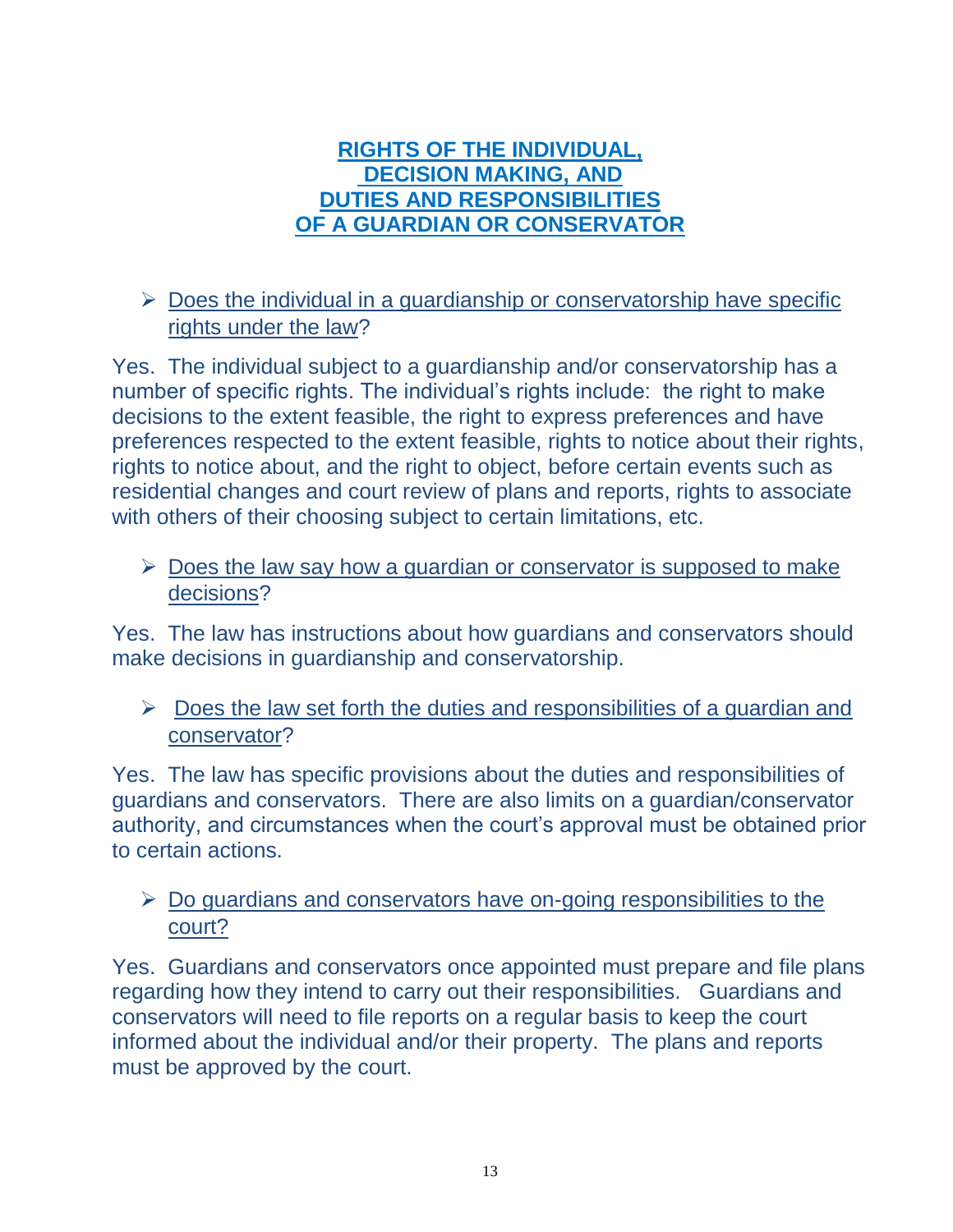## RIGHTS OF THE INDIVIDUAL, DECISION MAKING, AND DUTIES AND RESPONSIBILITIES OF A GUARDIAN OR CONSERVATOR

- Does the individual in a guardianship or conservatorship have specific rights under the law?

Yes. The individual subject to a guardianship and/or conservatorship has a number of specific rights. The individual's rights include: the right to make decisions to the extent feasible, the right to express preferences and have preferences respected to the extent feasible, rights to notice about their rights, rights to notice about, and the right to object, before certain events such as residential changes and court review of plans and reports, rights to associate with others of their choosing subject to certain limitations, etc.

- Does the law say how a guardian or conservator is supposed to make decisions?

Yes. The law has instructions about how guardians and conservators should make decisions in guardianship and conservatorship.

- Does the law set forth the duties and responsibilities of a guardian and conservator?

Yes. The law has specific provisions about the duties and responsibilities of guardians and conservators. There are also limits on a guardian/conservator authority, and circumstances when the court's approval must be obtained prior to certain actions.

- Do guardians and conservators have on-going responsibilities to the court?

Yes. Guardians and conservators once appointed must prepare and file plans regarding how they intend to carry out their responsibilities. Guardians and conservators will need to file reports on a regular basis to keep the court informed about the individual and/or their property. The plans and reports must be approved by the court.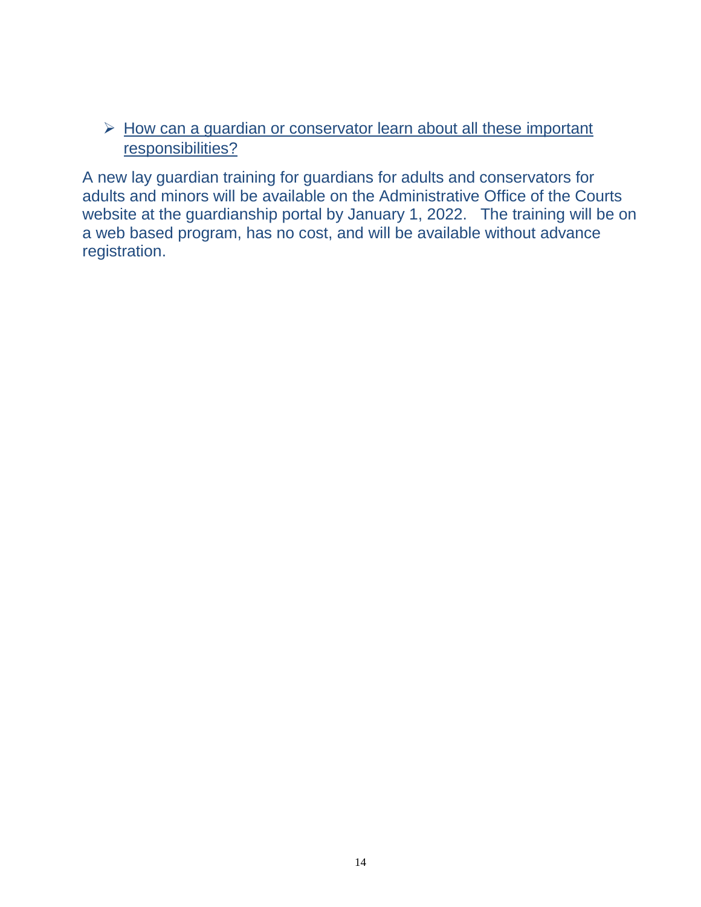- <u>How can a guardian or conservator learn about all these important responsibilities?</u>

A new lay guardian training for guardians for adults and conservators for adults and minors will be available on the Administrative Office of the Courts website at the guardianship portal by January 1, 2022. The training will be on a web based program, has no cost, and will be available without advance registration.